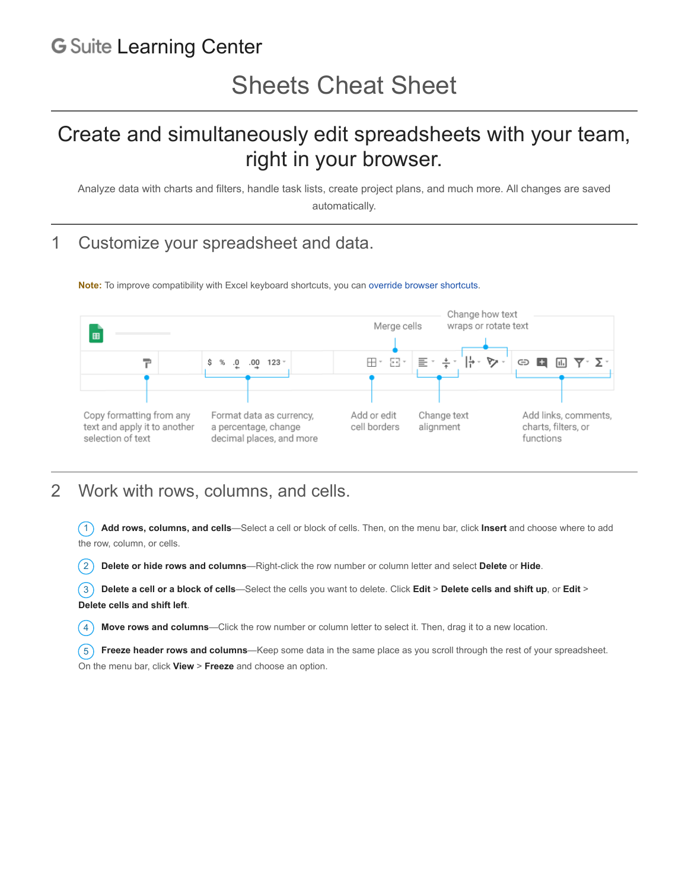# G Suite Learning Center

## Sheets Cheat Sheet

## Create and simultaneously edit spreadsheets with your team, right in your browser.

Analyze data with charts and filters, handle task lists, create project plans, and much more. All changes are saved automatically.

## 1 Customize your spreadsheet and data.

**Note:** To improve compatibility with Excel keyboard shortcuts, you can override browser shortcuts.

Merge cells

Change how text wraps or rotate text

Copy formatting from any text and apply it to another selection of text

Format data as currency, a percentage, change decimal places, and more

Add or edit cell borders

Change text alignment

Add links, comments, charts, filters, or functions

## 2 Work with rows, columns, and cells.

1. **Add rows, columns, and cells**—Select a cell or block of cells. Then, on the menu bar, click **Insert** and choose where to add the row, column, or cells.
2. **Delete or hide rows and columns**—Right-click the row number or column letter and select **Delete** or **Hide**.
3. **Delete a cell or a block of cells**—Select the cells you want to delete. Click **Edit** > **Delete cells and shift up**, or **Edit** > **Delete cells and shift left**.
4. **Move rows and columns**—Click the row number or column letter to select it. Then, drag it to a new location.
5. **Freeze header rows and columns**—Keep some data in the same place as you scroll through the rest of your spreadsheet. On the menu bar, click **View** > **Freeze** and choose an option.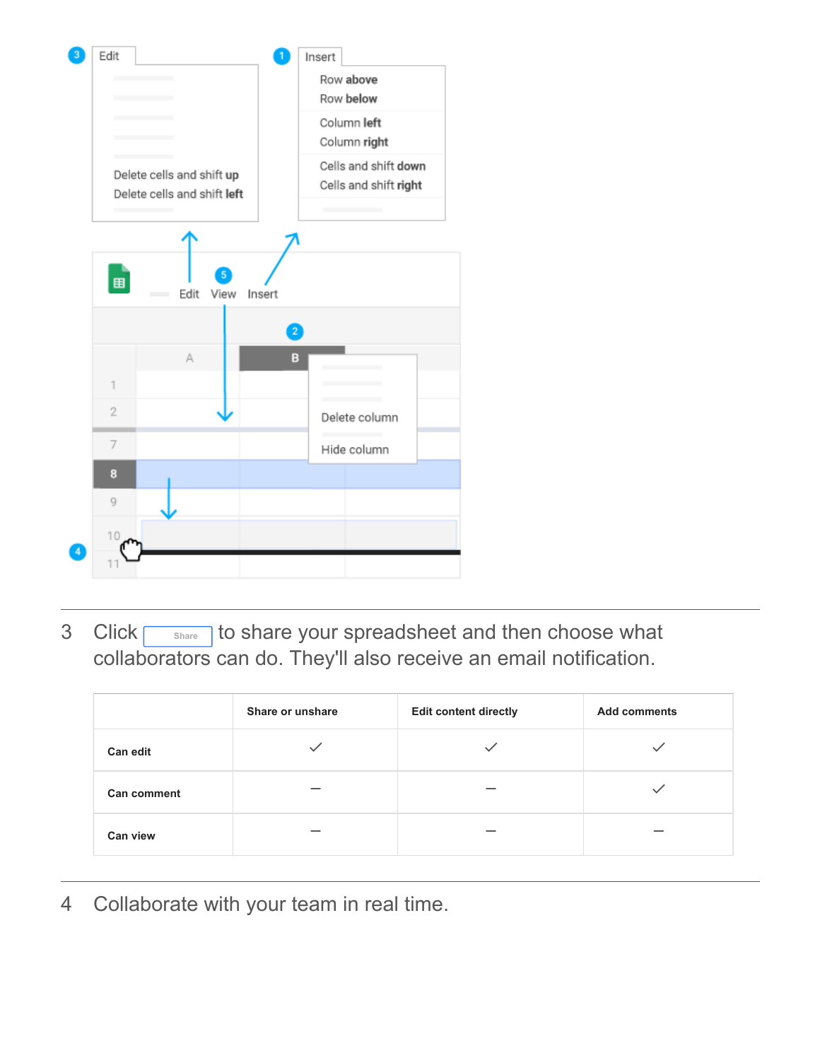3 Click Share to share your spreadsheet and then choose what collaborators can do. They'll also receive an email notification.

| | Share or unshare | Edit content directly | Add comments |
|---|---|---|---|
| Can edit | ✓ | ✓ | ✓ |
| Can comment | – | – | ✓ |
| Can view | – | – | – |

4 Collaborate with your team in real time.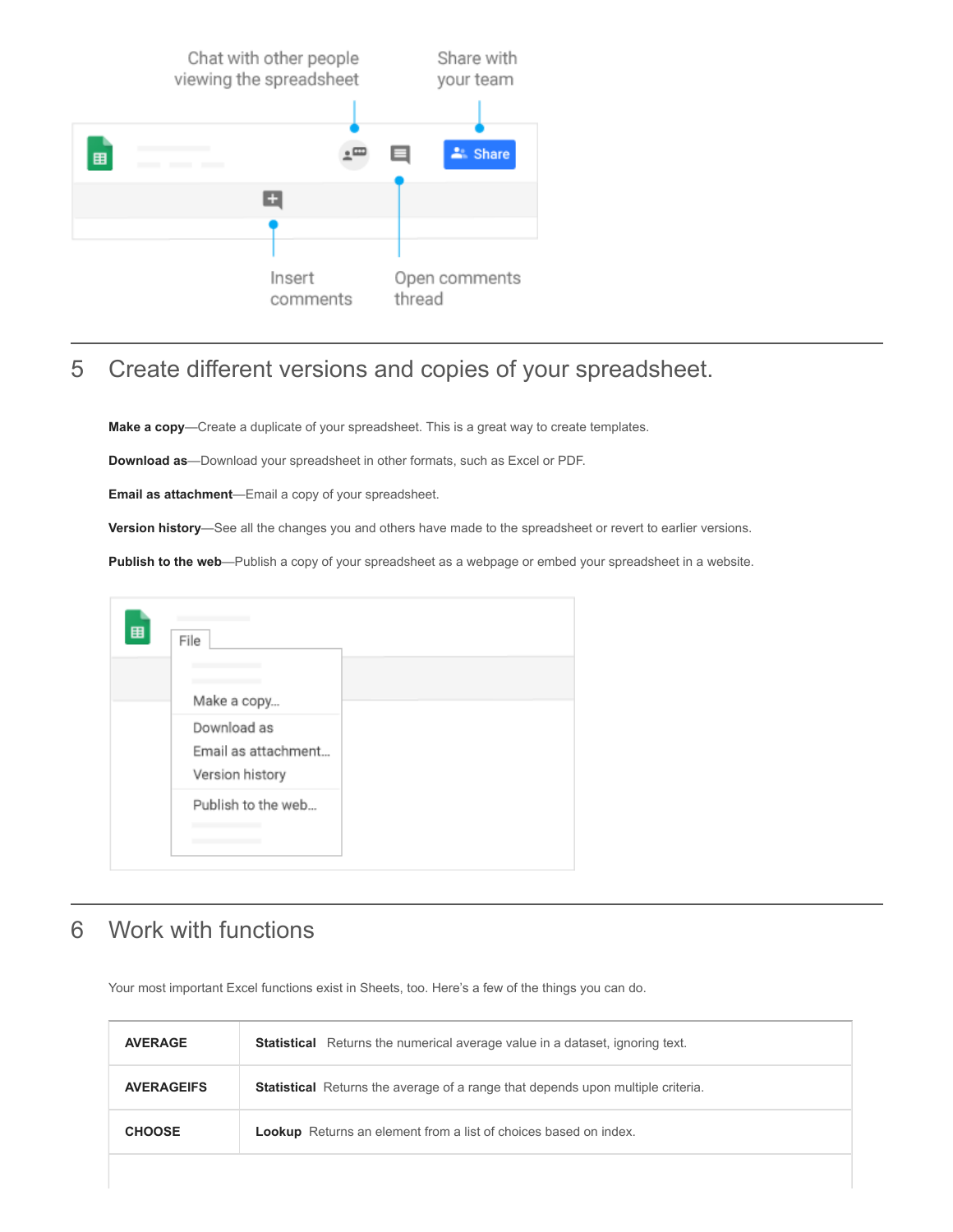Chat with other people viewing the spreadsheet

Share with your team

Insert comments

Open comments thread

## 5 Create different versions and copies of your spreadsheet.

**Make a copy**—Create a duplicate of your spreadsheet. This is a great way to create templates.

**Download as**—Download your spreadsheet in other formats, such as Excel or PDF.

**Email as attachment**—Email a copy of your spreadsheet.

**Version history**—See all the changes you and others have made to the spreadsheet or revert to earlier versions.

**Publish to the web**—Publish a copy of your spreadsheet as a webpage or embed your spreadsheet in a website.

File

Make a copy...
Download as
Email as attachment...
Version history
Publish to the web...

## 6 Work with functions

Your most important Excel functions exist in Sheets, too. Here's a few of the things you can do.

| | |
|---|---|
| **AVERAGE** | **Statistical** Returns the numerical average value in a dataset, ignoring text. |
| **AVERAGEIFS** | **Statistical** Returns the average of a range that depends upon multiple criteria. |
| **CHOOSE** | **Lookup** Returns an element from a list of choices based on index. |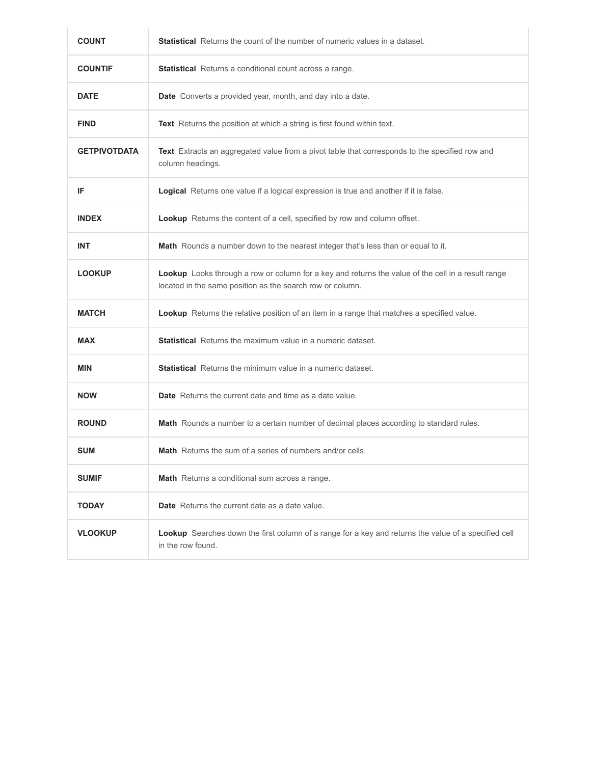| | |
|---|---|
| **COUNT** | **Statistical** Returns the count of the number of numeric values in a dataset. |
| **COUNTIF** | **Statistical** Returns a conditional count across a range. |
| **DATE** | **Date** Converts a provided year, month, and day into a date. |
| **FIND** | **Text** Returns the position at which a string is first found within text. |
| **GETPIVOTDATA** | **Text** Extracts an aggregated value from a pivot table that corresponds to the specified row and column headings. |
| **IF** | **Logical** Returns one value if a logical expression is true and another if it is false. |
| **INDEX** | **Lookup** Returns the content of a cell, specified by row and column offset. |
| **INT** | **Math** Rounds a number down to the nearest integer that's less than or equal to it. |
| **LOOKUP** | **Lookup** Looks through a row or column for a key and returns the value of the cell in a result range located in the same position as the search row or column. |
| **MATCH** | **Lookup** Returns the relative position of an item in a range that matches a specified value. |
| **MAX** | **Statistical** Returns the maximum value in a numeric dataset. |
| **MIN** | **Statistical** Returns the minimum value in a numeric dataset. |
| **NOW** | **Date** Returns the current date and time as a date value. |
| **ROUND** | **Math** Rounds a number to a certain number of decimal places according to standard rules. |
| **SUM** | **Math** Returns the sum of a series of numbers and/or cells. |
| **SUMIF** | **Math** Returns a conditional sum across a range. |
| **TODAY** | **Date** Returns the current date as a date value. |
| **VLOOKUP** | **Lookup** Searches down the first column of a range for a key and returns the value of a specified cell in the row found. |